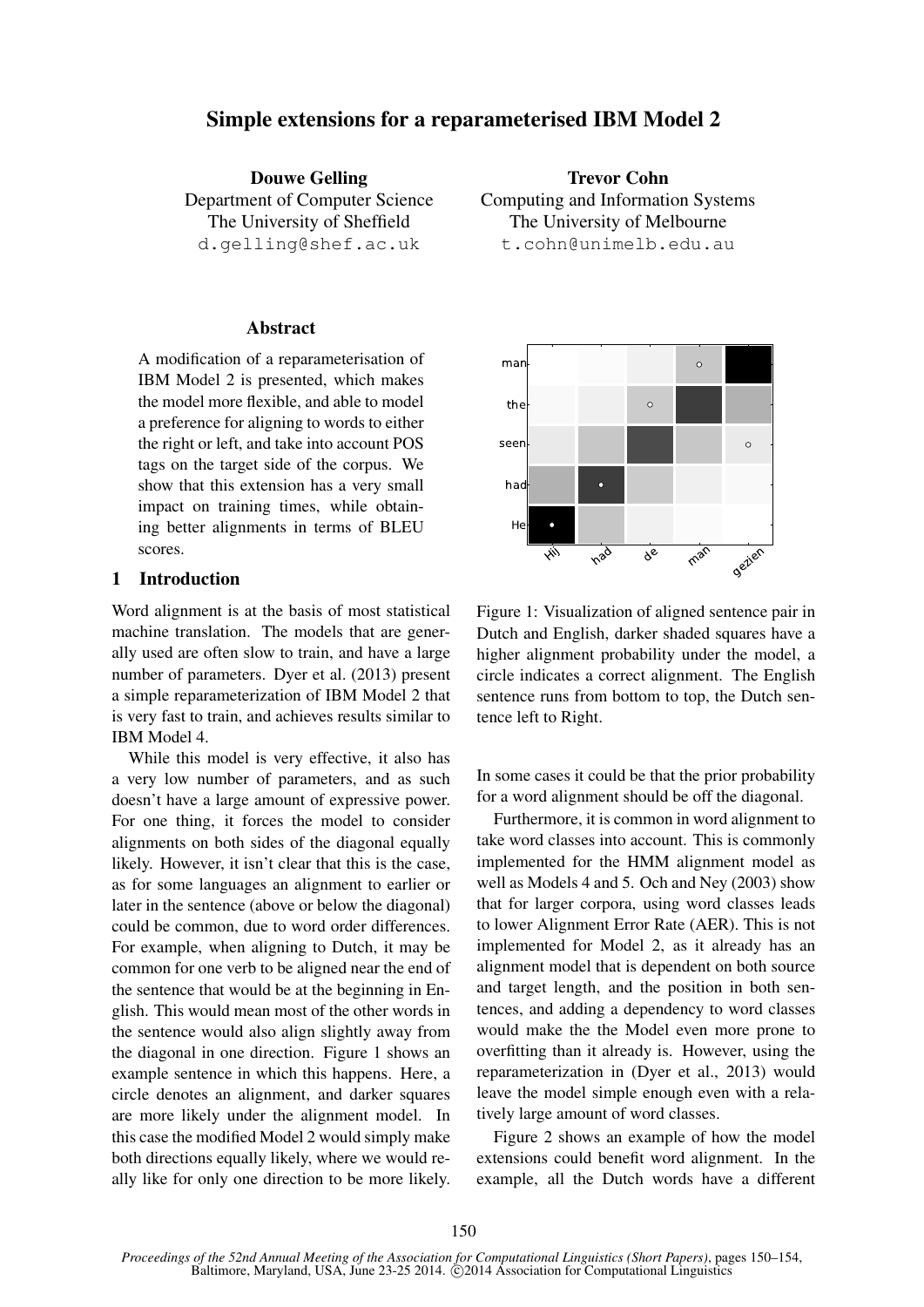# Simple extensions for a reparameterised IBM Model 2

**Douwe Gelling**
Department of Computer Science
The University of Sheffield
d.gelling@shef.ac.uk

**Trevor Cohn**
Computing and Information Systems
The University of Melbourne
t.cohn@unimelb.edu.au

## Abstract

A modification of a reparameterisation of IBM Model 2 is presented, which makes the model more flexible, and able to model a preference for aligning to words to either the right or left, and take into account POS tags on the target side of the corpus. We show that this extension has a very small impact on training times, while obtaining better alignments in terms of BLEU scores.

## 1 Introduction

Word alignment is at the basis of most statistical machine translation. The models that are generally used are often slow to train, and have a large number of parameters. Dyer et al. (2013) present a simple reparameterization of IBM Model 2 that is very fast to train, and achieves results similar to IBM Model 4.

While this model is very effective, it also has a very low number of parameters, and as such doesn't have a large amount of expressive power. For one thing, it forces the model to consider alignments on both sides of the diagonal equally likely. However, it isn't clear that this is the case, as for some languages an alignment to earlier or later in the sentence (above or below the diagonal) could be common, due to word order differences. For example, when aligning to Dutch, it may be common for one verb to be aligned near the end of the sentence that would be at the beginning in English. This would mean most of the other words in the sentence would also align slightly away from the diagonal in one direction. Figure 1 shows an example sentence in which this happens. Here, a circle denotes an alignment, and darker squares are more likely under the alignment model. In this case the modified Model 2 would simply make both directions equally likely, where we would really like for only one direction to be more likely.

Figure 1: Visualization of aligned sentence pair in Dutch and English, darker shaded squares have a higher alignment probability under the model, a circle indicates a correct alignment. The English sentence runs from bottom to top, the Dutch sentence left to Right.

In some cases it could be that the prior probability for a word alignment should be off the diagonal.

Furthermore, it is common in word alignment to take word classes into account. This is commonly implemented for the HMM alignment model as well as Models 4 and 5. Och and Ney (2003) show that for larger corpora, using word classes leads to lower Alignment Error Rate (AER). This is not implemented for Model 2, as it already has an alignment model that is dependent on both source and target length, and the position in both sentences, and adding a dependency to word classes would make the the Model even more prone to overfitting than it already is. However, using the reparameterization in (Dyer et al., 2013) would leave the model simple enough even with a relatively large amount of word classes.

Figure 2 shows an example of how the model extensions could benefit word alignment. In the example, all the Dutch words have a different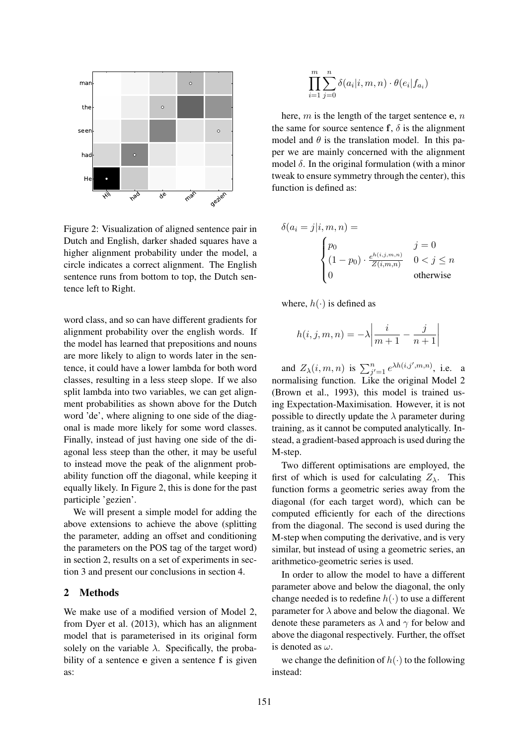Figure 2: Visualization of aligned sentence pair in Dutch and English, darker shaded squares have a higher alignment probability under the model, a circle indicates a correct alignment. The English sentence runs from bottom to top, the Dutch sentence left to Right.

word class, and so can have different gradients for alignment probability over the english words. If the model has learned that prepositions and nouns are more likely to align to words later in the sentence, it could have a lower lambda for both word classes, resulting in a less steep slope. If we also split lambda into two variables, we can get alignment probabilities as shown above for the Dutch word 'de', where aligning to one side of the diagonal is made more likely for some word classes. Finally, instead of just having one side of the diagonal less steep than the other, it may be useful to instead move the peak of the alignment probability function off the diagonal, while keeping it equally likely. In Figure 2, this is done for the past participle 'gezien'.

We will present a simple model for adding the above extensions to achieve the above (splitting the parameter, adding an offset and conditioning the parameters on the POS tag of the target word) in section 2, results on a set of experiments in section 3 and present our conclusions in section 4.

## 2 Methods

We make use of a modified version of Model 2, from Dyer et al. (2013), which has an alignment model that is parameterised in its original form solely on the variable $\lambda$. Specifically, the probability of a sentence $\mathbf{e}$ given a sentence $\mathbf{f}$ is given as:

$$\prod_{i=1}^{m} \sum_{j=0}^{n} \delta(a_i|i,m,n) \cdot \theta(e_i|f_{a_i})$$

here, $m$ is the length of the target sentence $\mathbf{e}$, $n$ the same for source sentence $\mathbf{f}$, $\delta$ is the alignment model and $\theta$ is the translation model. In this paper we are mainly concerned with the alignment model $\delta$. In the original formulation (with a minor tweak to ensure symmetry through the center), this function is defined as:

$$\delta(a_i = j|i,m,n) = \begin{cases} p_0 & j = 0 \\ (1 - p_0) \cdot \frac{e^{h(i,j,m,n)}}{Z(i,m,n)} & 0 < j \leq n \\ 0 & \text{otherwise} \end{cases}$$

where, $h(\cdot)$ is defined as

$$h(i,j,m,n) = -\lambda \left| \frac{i}{m+1} - \frac{j}{n+1} \right|$$

and $Z_\lambda(i,m,n)$ is $\sum_{j'=1}^{n} e^{\lambda h(i,j',m,n)}$, i.e. a normalising function. Like the original Model 2 (Brown et al., 1993), this model is trained using Expectation-Maximisation. However, it is not possible to directly update the $\lambda$ parameter during training, as it cannot be computed analytically. Instead, a gradient-based approach is used during the M-step.

Two different optimisations are employed, the first of which is used for calculating $Z_\lambda$. This function forms a geometric series away from the diagonal (for each target word), which can be computed efficiently for each of the directions from the diagonal. The second is used during the M-step when computing the derivative, and is very similar, but instead of using a geometric series, an arithmetico-geometric series is used.

In order to allow the model to have a different parameter above and below the diagonal, the only change needed is to redefine $h(\cdot)$ to use a different parameter for $\lambda$ above and below the diagonal. We denote these parameters as $\lambda$ and $\gamma$ for below and above the diagonal respectively. Further, the offset is denoted as $\omega$.

we change the definition of $h(\cdot)$ to the following instead: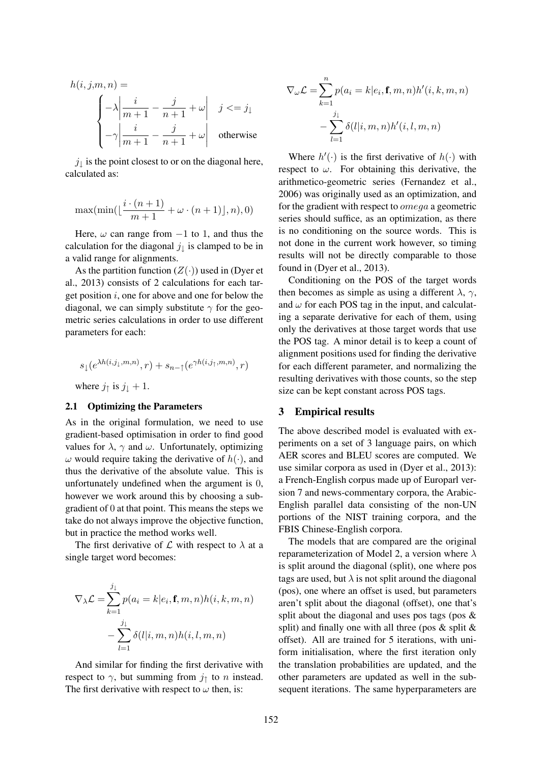$$h(i, j, m, n) = \begin{cases} -\lambda \left| \frac{i}{m+1} - \frac{j}{n+1} + \omega \right| & j <= j_\downarrow \\ -\gamma \left| \frac{i}{m+1} - \frac{j}{n+1} + \omega \right| & \text{otherwise} \end{cases}$$

$j_\downarrow$ is the point closest to or on the diagonal here, calculated as:

$$\max(\min(\lfloor \frac{i \cdot (n+1)}{m+1} + \omega \cdot (n+1) \rfloor, n), 0)$$

Here, $\omega$ can range from $-1$ to 1, and thus the calculation for the diagonal $j_\downarrow$ is clamped to be in a valid range for alignments.

As the partition function ($Z(\cdot)$) used in (Dyer et al., 2013) consists of 2 calculations for each target position $i$, one for above and one for below the diagonal, we can simply substitute $\gamma$ for the geometric series calculations in order to use different parameters for each:

$$s_\downarrow(e^{\lambda h(i,j_\downarrow,m,n)}, r) + s_{n-\uparrow}(e^{\gamma h(i,j_\uparrow,m,n)}, r)$$

where $j_\uparrow$ is $j_\downarrow + 1$.

### 2.1 Optimizing the Parameters

As in the original formulation, we need to use gradient-based optimisation in order to find good values for $\lambda$, $\gamma$ and $\omega$. Unfortunately, optimizing $\omega$ would require taking the derivative of $h(\cdot)$, and thus the derivative of the absolute value. This is unfortunately undefined when the argument is 0, however we work around this by choosing a subgradient of 0 at that point. This means the steps we take do not always improve the objective function, but in practice the method works well.

The first derivative of $\mathcal{L}$ with respect to $\lambda$ at a single target word becomes:

$$\nabla_\lambda \mathcal{L} = \sum_{k=1}^{j_\downarrow} p(a_i = k | e_i, \mathbf{f}, m, n) h(i, k, m, n) - \sum_{l=1}^{j_\downarrow} \delta(l | i, m, n) h(i, l, m, n)$$

And similar for finding the first derivative with respect to $\gamma$, but summing from $j_\uparrow$ to $n$ instead. The first derivative with respect to $\omega$ then, is:

$$\nabla_\omega \mathcal{L} = \sum_{k=1}^{n} p(a_i = k | e_i, \mathbf{f}, m, n) h'(i, k, m, n) - \sum_{l=1}^{j_\downarrow} \delta(l | i, m, n) h'(i, l, m, n)$$

Where $h'(\cdot)$ is the first derivative of $h(\cdot)$ with respect to $\omega$. For obtaining this derivative, the arithmetico-geometric series (Fernandez et al., 2006) was originally used as an optimization, and for the gradient with respect to $omega$ a geometric series should suffice, as an optimization, as there is no conditioning on the source words. This is not done in the current work however, so timing results will not be directly comparable to those found in (Dyer et al., 2013).

Conditioning on the POS of the target words then becomes as simple as using a different $\lambda$, $\gamma$, and $\omega$ for each POS tag in the input, and calculating a separate derivative for each of them, using only the derivatives at those target words that use the POS tag. A minor detail is to keep a count of alignment positions used for finding the derivative for each different parameter, and normalizing the resulting derivatives with those counts, so the step size can be kept constant across POS tags.

## 3 Empirical results

The above described model is evaluated with experiments on a set of 3 language pairs, on which AER scores and BLEU scores are computed. We use similar corpora as used in (Dyer et al., 2013): a French-English corpus made up of Europarl version 7 and news-commentary corpora, the Arabic-English parallel data consisting of the non-UN portions of the NIST training corpora, and the FBIS Chinese-English corpora.

The models that are compared are the original reparameterization of Model 2, a version where $\lambda$ is split around the diagonal (split), one where pos tags are used, but $\lambda$ is not split around the diagonal (pos), one where an offset is used, but parameters aren't split about the diagonal (offset), one that's split about the diagonal and uses pos tags (pos & split) and finally one with all three (pos & split & offset). All are trained for 5 iterations, with uniform initialisation, where the first iteration only the translation probabilities are updated, and the other parameters are updated as well in the subsequent iterations. The same hyperparameters are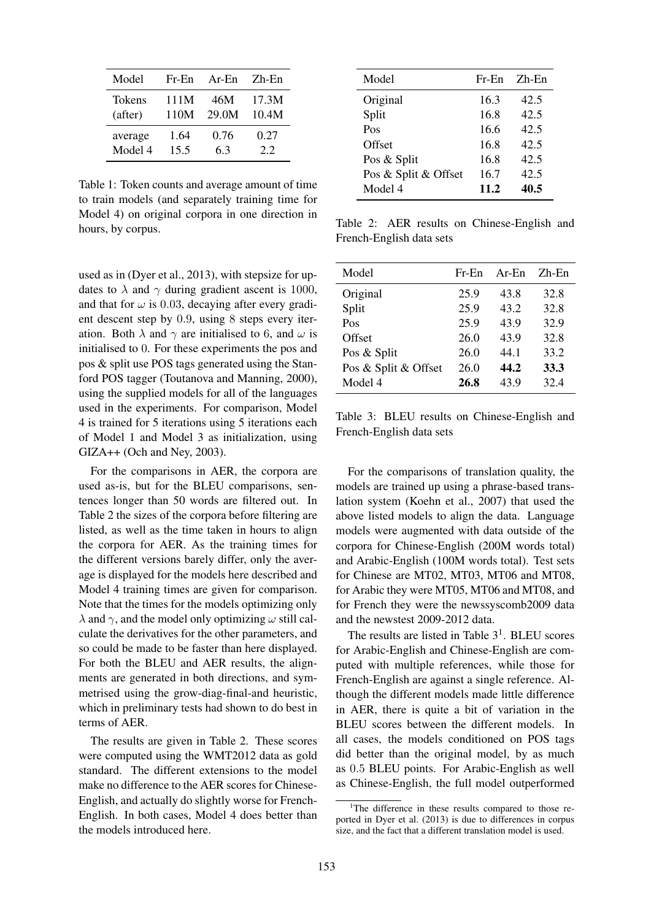| Model | Fr-En | Ar-En | Zh-En |
|---|---|---|---|
| Tokens | 111M | 46M | 17.3M |
| (after) | 110M | 29.0M | 10.4M |
| average | 1.64 | 0.76 | 0.27 |
| Model 4 | 15.5 | 6.3 | 2.2 |

Table 1: Token counts and average amount of time to train models (and separately training time for Model 4) on original corpora in one direction in hours, by corpus.

used as in (Dyer et al., 2013), with stepsize for updates to $\lambda$ and $\gamma$ during gradient ascent is 1000, and that for $\omega$ is 0.03, decaying after every gradient descent step by 0.9, using 8 steps every iteration. Both $\lambda$ and $\gamma$ are initialised to 6, and $\omega$ is initialised to 0. For these experiments the pos and pos & split use POS tags generated using the Stanford POS tagger (Toutanova and Manning, 2000), using the supplied models for all of the languages used in the experiments. For comparison, Model 4 is trained for 5 iterations using 5 iterations each of Model 1 and Model 3 as initialization, using GIZA++ (Och and Ney, 2003).

For the comparisons in AER, the corpora are used as-is, but for the BLEU comparisons, sentences longer than 50 words are filtered out. In Table 2 the sizes of the corpora before filtering are listed, as well as the time taken in hours to align the corpora for AER. As the training times for the different versions barely differ, only the average is displayed for the models here described and Model 4 training times are given for comparison. Note that the times for the models optimizing only $\lambda$ and $\gamma$, and the model only optimizing $\omega$ still calculate the derivatives for the other parameters, and so could be made to be faster than here displayed. For both the BLEU and AER results, the alignments are generated in both directions, and symmetrised using the grow-diag-final-and heuristic, which in preliminary tests had shown to do best in terms of AER.

The results are given in Table 2. These scores were computed using the WMT2012 data as gold standard. The different extensions to the model make no difference to the AER scores for Chinese-English, and actually do slightly worse for French-English. In both cases, Model 4 does better than the models introduced here.

| Model | Fr-En | Zh-En |
|---|---|---|
| Original | 16.3 | 42.5 |
| Split | 16.8 | 42.5 |
| Pos | 16.6 | 42.5 |
| Offset | 16.8 | 42.5 |
| Pos & Split | 16.8 | 42.5 |
| Pos & Split & Offset | 16.7 | 42.5 |
| Model 4 | **11.2** | **40.5** |

Table 2: AER results on Chinese-English and French-English data sets

| Model | Fr-En | Ar-En | Zh-En |
|---|---|---|---|
| Original | 25.9 | 43.8 | 32.8 |
| Split | 25.9 | 43.2 | 32.8 |
| Pos | 25.9 | 43.9 | 32.9 |
| Offset | 26.0 | 43.9 | 32.8 |
| Pos & Split | 26.0 | 44.1 | 33.2 |
| Pos & Split & Offset | 26.0 | **44.2** | **33.3** |
| Model 4 | **26.8** | 43.9 | 32.4 |

Table 3: BLEU results on Chinese-English and French-English data sets

For the comparisons of translation quality, the models are trained up using a phrase-based translation system (Koehn et al., 2007) that used the above listed models to align the data. Language models were augmented with data outside of the corpora for Chinese-English (200M words total) and Arabic-English (100M words total). Test sets for Chinese are MT02, MT03, MT06 and MT08, for Arabic they were MT05, MT06 and MT08, and for French they were the newssyscomb2009 data and the newstest 2009-2012 data.

The results are listed in Table 3[1]. BLEU scores for Arabic-English and Chinese-English are computed with multiple references, while those for French-English are against a single reference. Although the different models made little difference in AER, there is quite a bit of variation in the BLEU scores between the different models. In all cases, the models conditioned on POS tags did better than the original model, by as much as 0.5 BLEU points. For Arabic-English as well as Chinese-English, the full model outperformed

[1] The difference in these results compared to those reported in Dyer et al. (2013) is due to differences in corpus size, and the fact that a different translation model is used.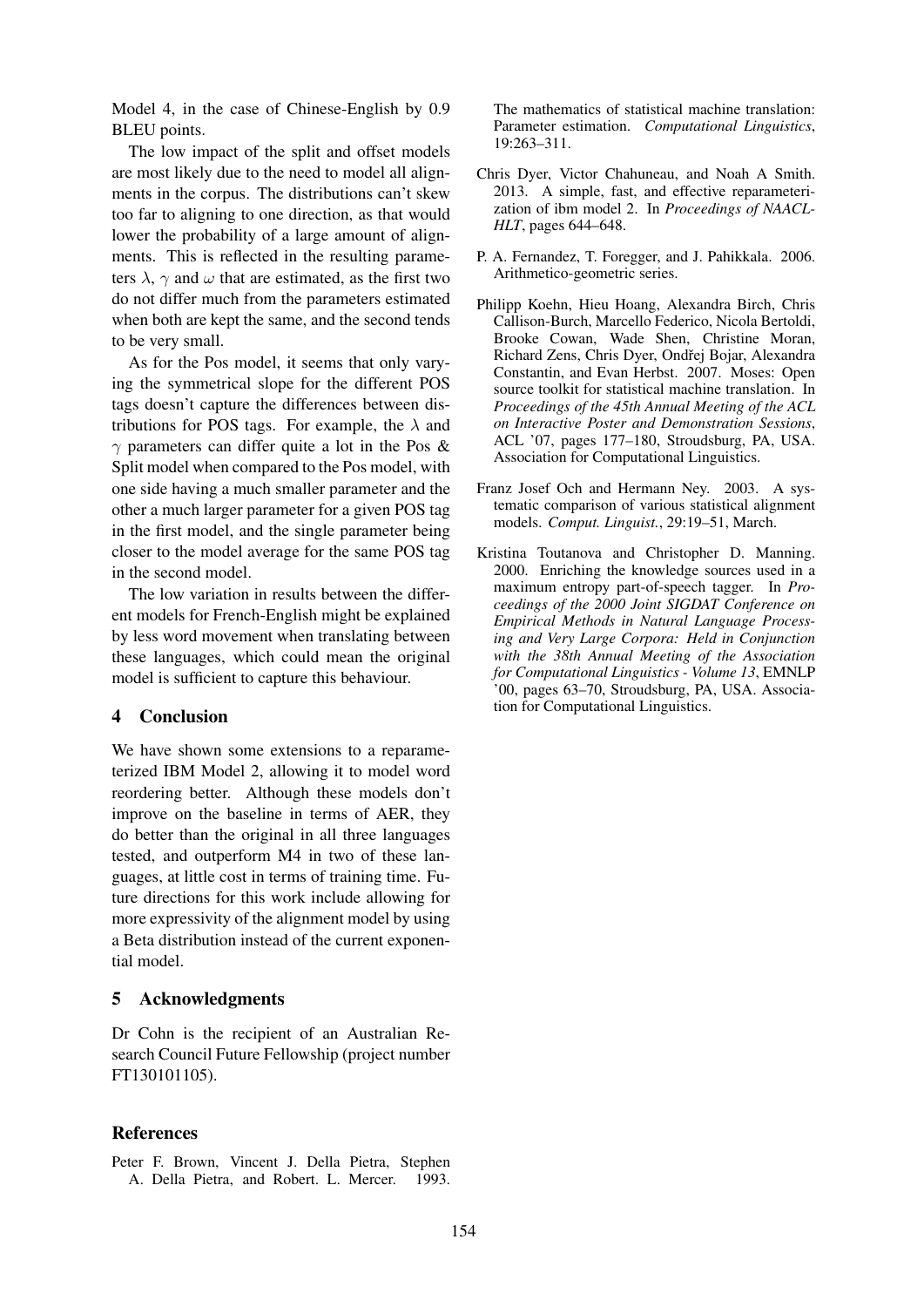Model 4, in the case of Chinese-English by 0.9 BLEU points.

The low impact of the split and offset models are most likely due to the need to model all alignments in the corpus. The distributions can't skew too far to aligning to one direction, as that would lower the probability of a large amount of alignments. This is reflected in the resulting parameters $\lambda$, $\gamma$ and $\omega$ that are estimated, as the first two do not differ much from the parameters estimated when both are kept the same, and the second tends to be very small.

As for the Pos model, it seems that only varying the symmetrical slope for the different POS tags doesn't capture the differences between distributions for POS tags. For example, the $\lambda$ and $\gamma$ parameters can differ quite a lot in the Pos & Split model when compared to the Pos model, with one side having a much smaller parameter and the other a much larger parameter for a given POS tag in the first model, and the single parameter being closer to the model average for the same POS tag in the second model.

The low variation in results between the different models for French-English might be explained by less word movement when translating between these languages, which could mean the original model is sufficient to capture this behaviour.

## 4 Conclusion

We have shown some extensions to a reparameterized IBM Model 2, allowing it to model word reordering better. Although these models don't improve on the baseline in terms of AER, they do better than the original in all three languages tested, and outperform M4 in two of these languages, at little cost in terms of training time. Future directions for this work include allowing for more expressivity of the alignment model by using a Beta distribution instead of the current exponential model.

## 5 Acknowledgments

Dr Cohn is the recipient of an Australian Research Council Future Fellowship (project number FT130101105).

## References

Peter F. Brown, Vincent J. Della Pietra, Stephen A. Della Pietra, and Robert. L. Mercer. 1993. The mathematics of statistical machine translation: Parameter estimation. *Computational Linguistics*, 19:263–311.

Chris Dyer, Victor Chahuneau, and Noah A Smith. 2013. A simple, fast, and effective reparameterization of ibm model 2. In *Proceedings of NAACL-HLT*, pages 644–648.

P. A. Fernandez, T. Foregger, and J. Pahikkala. 2006. Arithmetico-geometric series.

Philipp Koehn, Hieu Hoang, Alexandra Birch, Chris Callison-Burch, Marcello Federico, Nicola Bertoldi, Brooke Cowan, Wade Shen, Christine Moran, Richard Zens, Chris Dyer, Ondřej Bojar, Alexandra Constantin, and Evan Herbst. 2007. Moses: Open source toolkit for statistical machine translation. In *Proceedings of the 45th Annual Meeting of the ACL on Interactive Poster and Demonstration Sessions*, ACL '07, pages 177–180, Stroudsburg, PA, USA. Association for Computational Linguistics.

Franz Josef Och and Hermann Ney. 2003. A systematic comparison of various statistical alignment models. *Comput. Linguist.*, 29:19–51, March.

Kristina Toutanova and Christopher D. Manning. 2000. Enriching the knowledge sources used in a maximum entropy part-of-speech tagger. In *Proceedings of the 2000 Joint SIGDAT Conference on Empirical Methods in Natural Language Processing and Very Large Corpora: Held in Conjunction with the 38th Annual Meeting of the Association for Computational Linguistics - Volume 13*, EMNLP '00, pages 63–70, Stroudsburg, PA, USA. Association for Computational Linguistics.